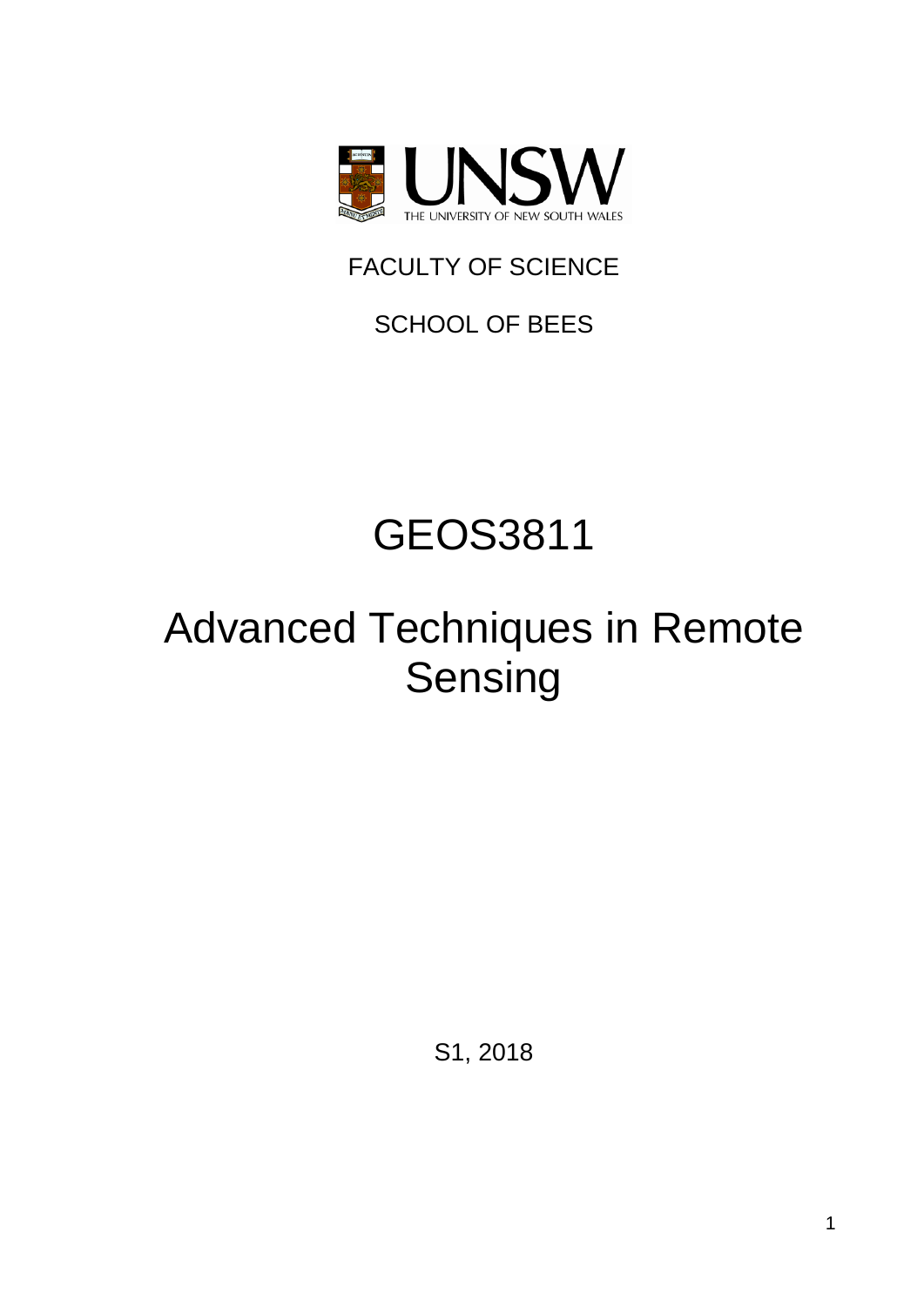THE UNIVERSITY OF NEW SOUTH WALES

FACULTY OF SCIENCE

SCHOOL OF BEES

# GEOS3811

# Advanced Techniques in Remote Sensing

S1, 2018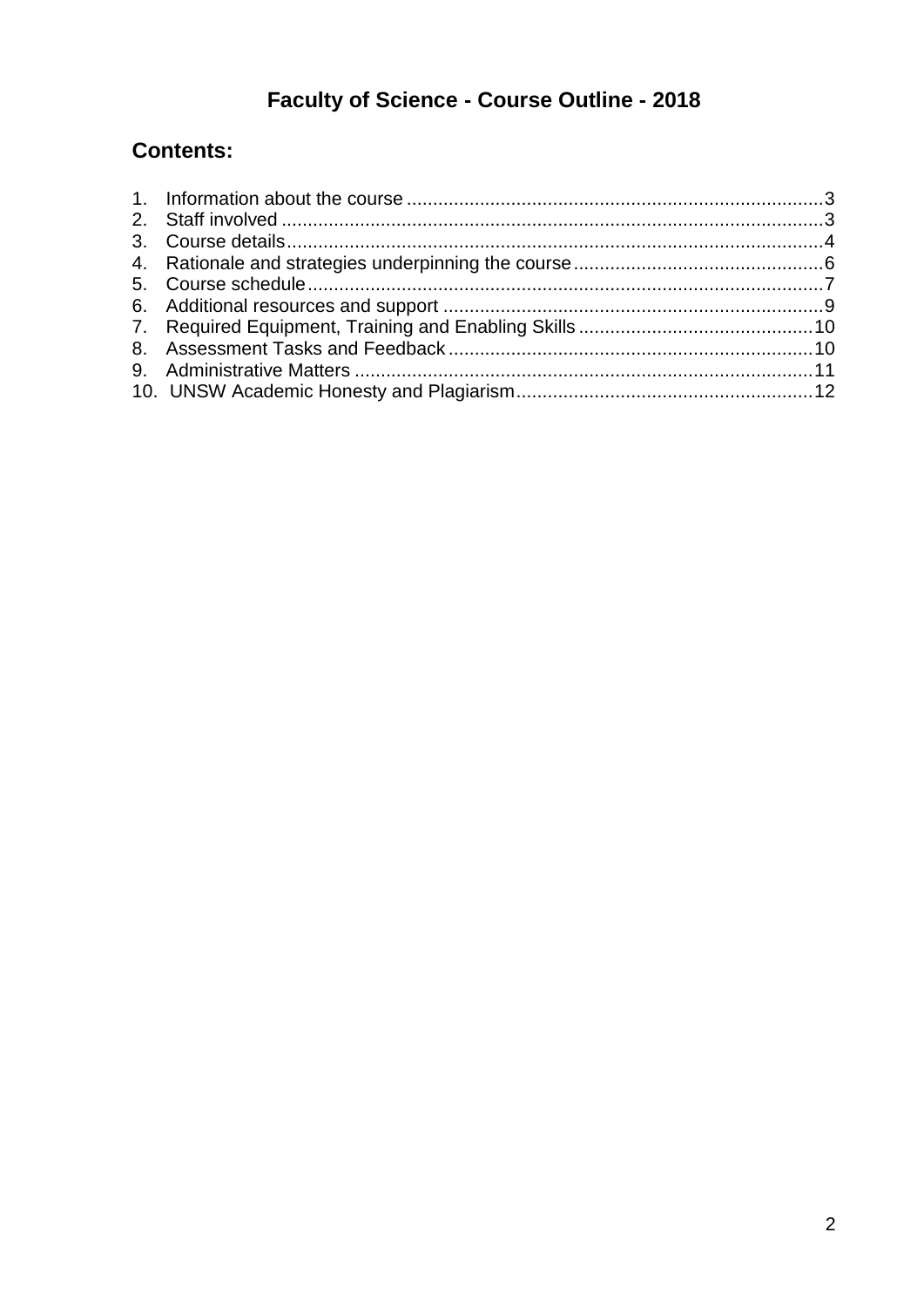# Faculty of Science - Course Outline - 2018

## Contents:

1. Information about the course ............ 3
2. Staff involved ............ 3
3. Course details ............ 4
4. Rationale and strategies underpinning the course ............ 6
5. Course schedule ............ 7
6. Additional resources and support ............ 9
7. Required Equipment, Training and Enabling Skills ............ 10
8. Assessment Tasks and Feedback ............ 10
9. Administrative Matters ............ 11
10. UNSW Academic Honesty and Plagiarism ............ 12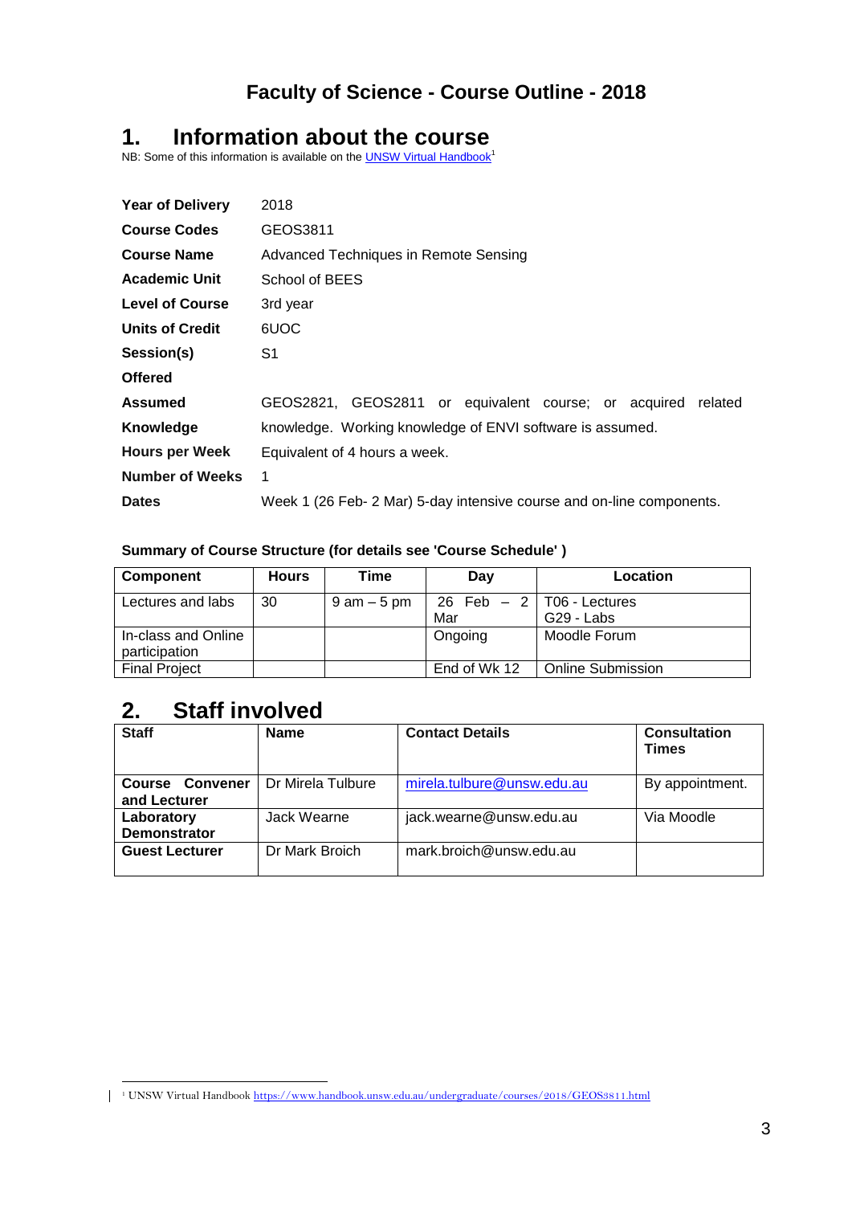# Faculty of Science - Course Outline - 2018

## 1. Information about the course

NB: Some of this information is available on the UNSW Virtual Handbook[1]

| | |
|---|---|
| **Year of Delivery** | 2018 |
| **Course Codes** | GEOS3811 |
| **Course Name** | Advanced Techniques in Remote Sensing |
| **Academic Unit** | School of BEES |
| **Level of Course** | 3rd year |
| **Units of Credit** | 6UOC |
| **Session(s) Offered** | S1 |
| **Assumed Knowledge** | GEOS2821, GEOS2811 or equivalent course; or acquired related knowledge. Working knowledge of ENVI software is assumed. |
| **Hours per Week** | Equivalent of 4 hours a week. |
| **Number of Weeks** | 1 |
| **Dates** | Week 1 (26 Feb- 2 Mar) 5-day intensive course and on-line components. |

### Summary of Course Structure (for details see 'Course Schedule' )

| Component | Hours | Time | Day | Location |
|---|---|---|---|---|
| Lectures and labs | 30 | 9 am – 5 pm | 26 Feb – 2 Mar | T06 - Lectures<br>G29 - Labs |
| In-class and Online participation | | | Ongoing | Moodle Forum |
| Final Project | | | End of Wk 12 | Online Submission |

## 2. Staff involved

| Staff | Name | Contact Details | Consultation Times |
|---|---|---|---|
| **Course Convener and Lecturer** | Dr Mirela Tulbure | mirela.tulbure@unsw.edu.au | By appointment. |
| **Laboratory Demonstrator** | Jack Wearne | jack.wearne@unsw.edu.au | Via Moodle |
| **Guest Lecturer** | Dr Mark Broich | mark.broich@unsw.edu.au | |

[1] UNSW Virtual Handbook https://www.handbook.unsw.edu.au/undergraduate/courses/2018/GEOS3811.html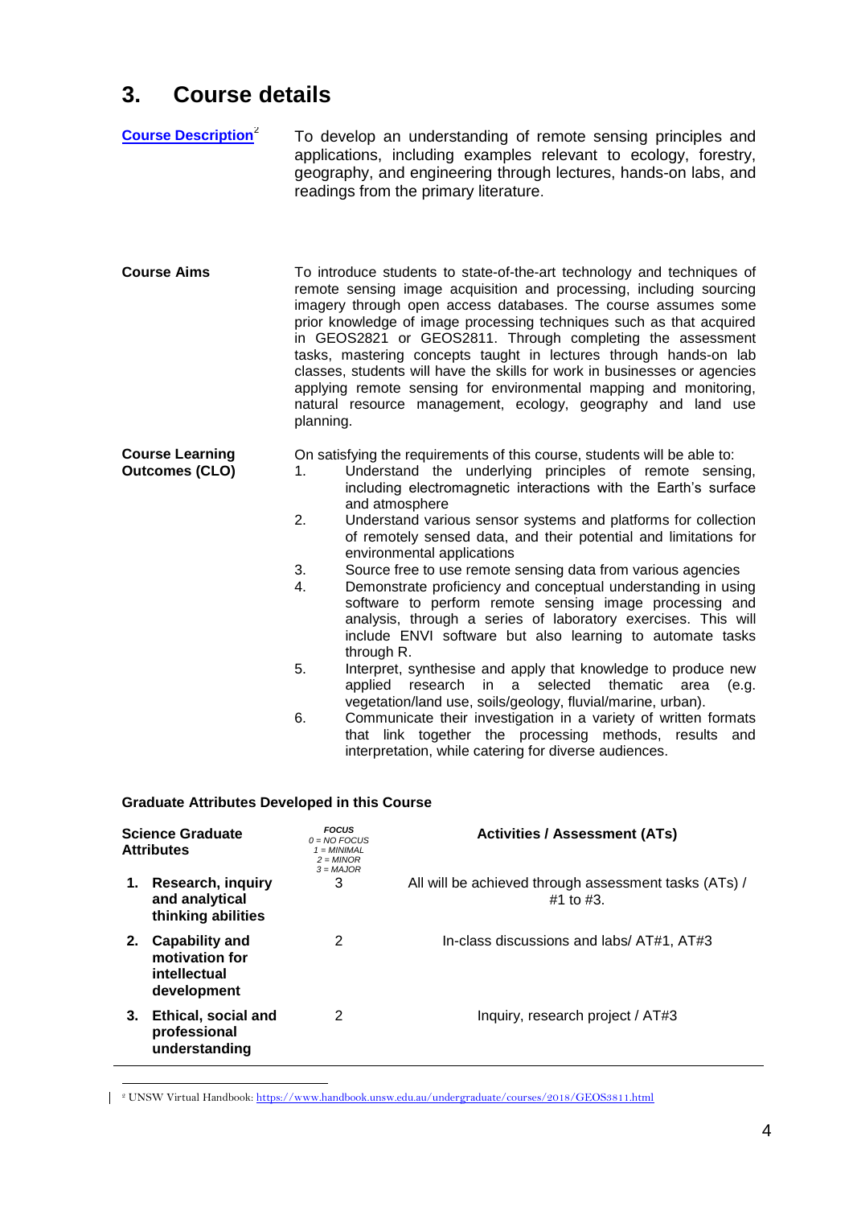## 3. Course details

**Course Description**[2]

To develop an understanding of remote sensing principles and applications, including examples relevant to ecology, forestry, geography, and engineering through lectures, hands-on labs, and readings from the primary literature.

**Course Aims**

To introduce students to state-of-the-art technology and techniques of remote sensing image acquisition and processing, including sourcing imagery through open access databases. The course assumes some prior knowledge of image processing techniques such as that acquired in GEOS2821 or GEOS2811. Through completing the assessment tasks, mastering concepts taught in lectures through hands-on lab classes, students will have the skills for work in businesses or agencies applying remote sensing for environmental mapping and monitoring, natural resource management, ecology, geography and land use planning.

**Course Learning Outcomes (CLO)**

On satisfying the requirements of this course, students will be able to:

1. Understand the underlying principles of remote sensing, including electromagnetic interactions with the Earth's surface and atmosphere
2. Understand various sensor systems and platforms for collection of remotely sensed data, and their potential and limitations for environmental applications
3. Source free to use remote sensing data from various agencies
4. Demonstrate proficiency and conceptual understanding in using software to perform remote sensing image processing and analysis, through a series of laboratory exercises. This will include ENVI software but also learning to automate tasks through R.
5. Interpret, synthesise and apply that knowledge to produce new applied research in a selected thematic area (e.g. vegetation/land use, soils/geology, fluvial/marine, urban).
6. Communicate their investigation in a variety of written formats that link together the processing methods, results and interpretation, while catering for diverse audiences.

**Graduate Attributes Developed in this Course**

| Science Graduate Attributes | FOCUS 0 = NO FOCUS 1 = MINIMAL 2 = MINOR 3 = MAJOR | Activities / Assessment (ATs) |
|---|---|---|
| 1. Research, inquiry and analytical thinking abilities | 3 | All will be achieved through assessment tasks (ATs) / #1 to #3. |
| 2. Capability and motivation for intellectual development | 2 | In-class discussions and labs/ AT#1, AT#3 |
| 3. Ethical, social and professional understanding | 2 | Inquiry, research project / AT#3 |

[2] UNSW Virtual Handbook: https://www.handbook.unsw.edu.au/undergraduate/courses/2018/GEOS3811.html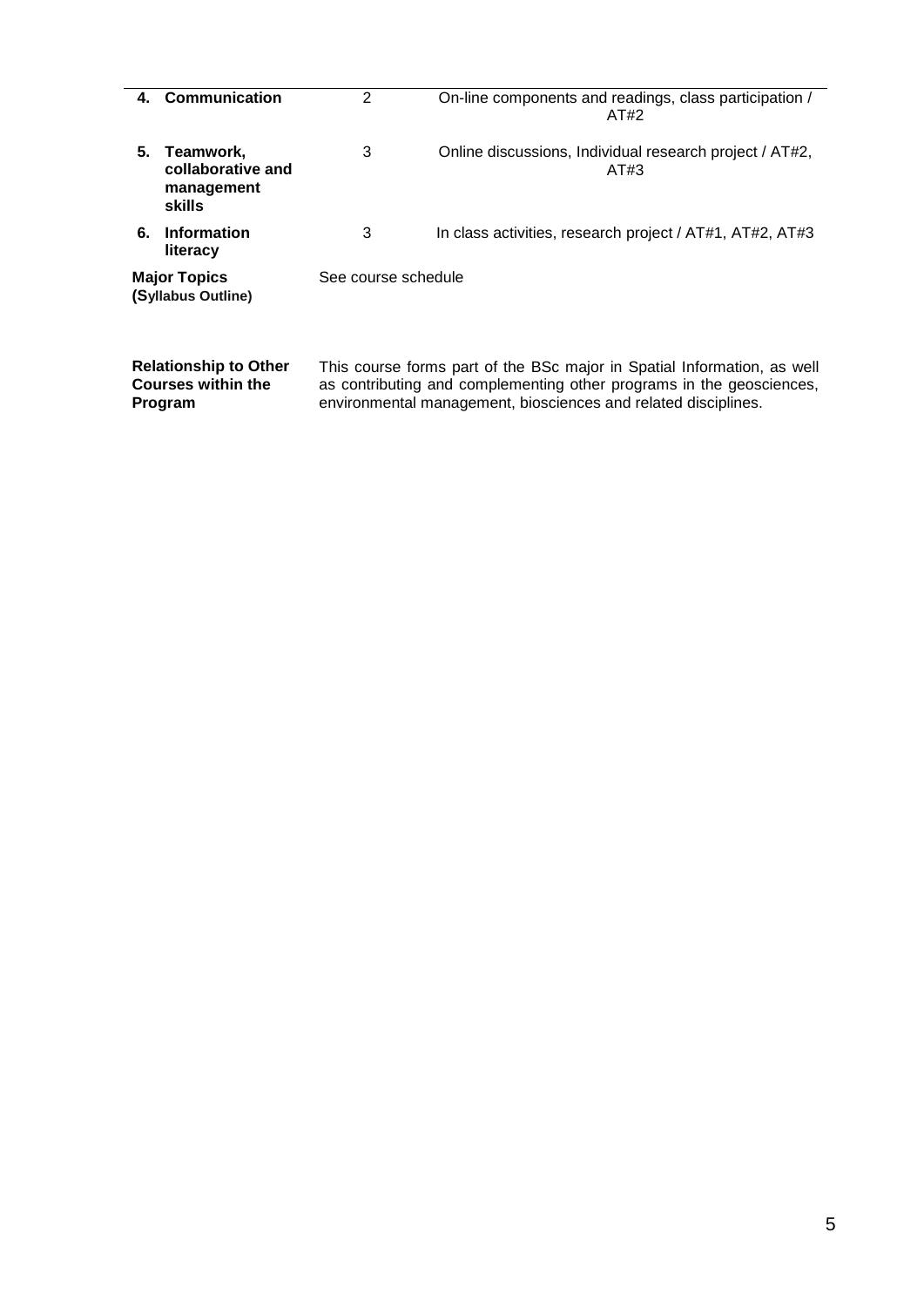| | | | |
|---|---|---|---|
| **4.** | **Communication** | 2 | On-line components and readings, class participation / AT#2 |
| **5.** | **Teamwork, collaborative and management skills** | 3 | Online discussions, Individual research project / AT#2, AT#3 |
| **6.** | **Information literacy** | 3 | In class activities, research project / AT#1, AT#2, AT#3 |

| | |
|---|---|
| **Major Topics (Syllabus Outline)** | See course schedule |
| **Relationship to Other Courses within the Program** | This course forms part of the BSc major in Spatial Information, as well as contributing and complementing other programs in the geosciences, environmental management, biosciences and related disciplines. |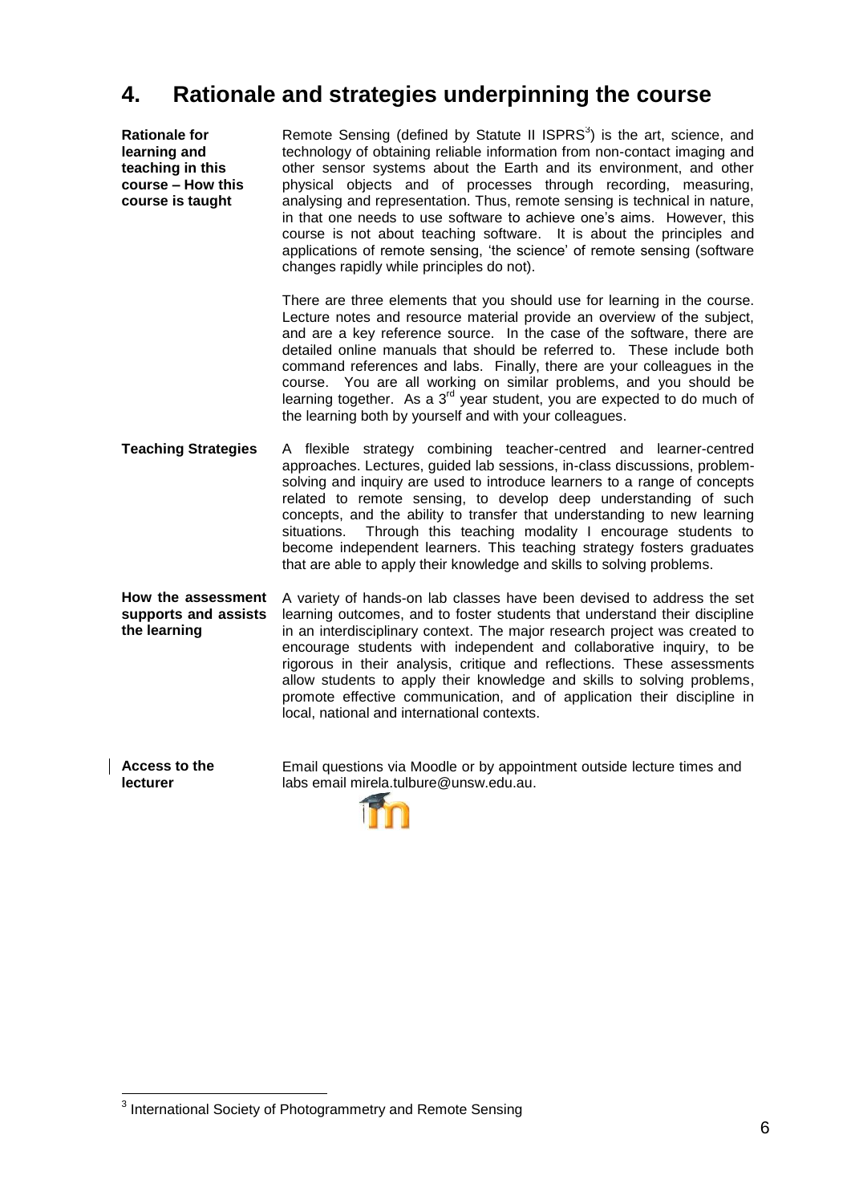# 4. Rationale and strategies underpinning the course

**Rationale for learning and teaching in this course – How this course is taught**

Remote Sensing (defined by Statute II ISPRS[3]) is the art, science, and technology of obtaining reliable information from non-contact imaging and other sensor systems about the Earth and its environment, and other physical objects and of processes through recording, measuring, analysing and representation. Thus, remote sensing is technical in nature, in that one needs to use software to achieve one's aims. However, this course is not about teaching software. It is about the principles and applications of remote sensing, 'the science' of remote sensing (software changes rapidly while principles do not).

There are three elements that you should use for learning in the course. Lecture notes and resource material provide an overview of the subject, and are a key reference source. In the case of the software, there are detailed online manuals that should be referred to. These include both command references and labs. Finally, there are your colleagues in the course. You are all working on similar problems, and you should be learning together. As a 3rd year student, you are expected to do much of the learning both by yourself and with your colleagues.

**Teaching Strategies**

A flexible strategy combining teacher-centred and learner-centred approaches. Lectures, guided lab sessions, in-class discussions, problem-solving and inquiry are used to introduce learners to a range of concepts related to remote sensing, to develop deep understanding of such concepts, and the ability to transfer that understanding to new learning situations. Through this teaching modality I encourage students to become independent learners. This teaching strategy fosters graduates that are able to apply their knowledge and skills to solving problems.

**How the assessment supports and assists the learning**

A variety of hands-on lab classes have been devised to address the set learning outcomes, and to foster students that understand their discipline in an interdisciplinary context. The major research project was created to encourage students with independent and collaborative inquiry, to be rigorous in their analysis, critique and reflections. These assessments allow students to apply their knowledge and skills to solving problems, promote effective communication, and of application their discipline in local, national and international contexts.

**Access to the lecturer**

Email questions via Moodle or by appointment outside lecture times and labs email mirela.tulbure@unsw.edu.au.

---

[3] International Society of Photogrammetry and Remote Sensing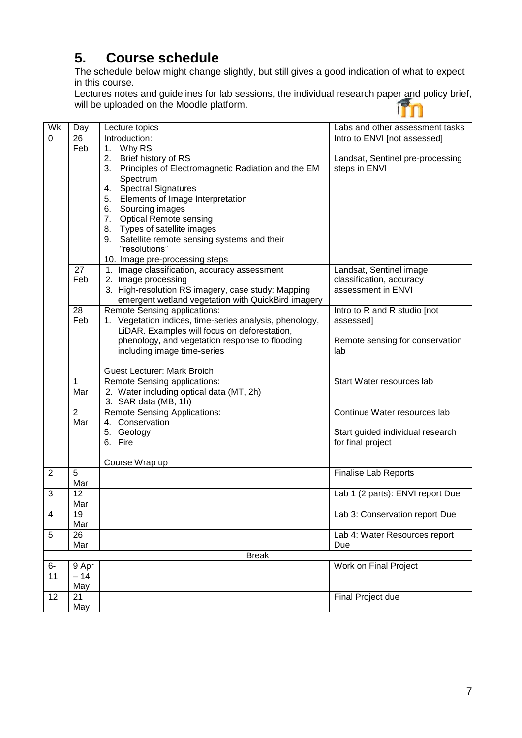# 5. Course schedule

The schedule below might change slightly, but still gives a good indication of what to expect in this course.

Lectures notes and guidelines for lab sessions, the individual research paper and policy brief, will be uploaded on the Moodle platform.

| Wk | Day | Lecture topics | Labs and other assessment tasks |
|---|---|---|---|
| 0 | 26 Feb | Introduction:<br>1. Why RS<br>2. Brief history of RS<br>3. Principles of Electromagnetic Radiation and the EM Spectrum<br>4. Spectral Signatures<br>5. Elements of Image Interpretation<br>6. Sourcing images<br>7. Optical Remote sensing<br>8. Types of satellite images<br>9. Satellite remote sensing systems and their "resolutions"<br>10. Image pre-processing steps | Intro to ENVI [not assessed]<br><br>Landsat, Sentinel pre-processing steps in ENVI |
| | 27 Feb | 1. Image classification, accuracy assessment<br>2. Image processing<br>3. High-resolution RS imagery, case study: Mapping emergent wetland vegetation with QuickBird imagery | Landsat, Sentinel image classification, accuracy assessment in ENVI |
| | 28 Feb | Remote Sensing applications:<br>1. Vegetation indices, time-series analysis, phenology, LiDAR. Examples will focus on deforestation, phenology, and vegetation response to flooding including image time-series<br><br>Guest Lecturer: Mark Broich | Intro to R and R studio [not assessed]<br><br>Remote sensing for conservation lab |
| | 1 Mar | Remote Sensing applications:<br>2. Water including optical data (MT, 2h)<br>3. SAR data (MB, 1h) | Start Water resources lab |
| | 2 Mar | Remote Sensing Applications:<br>4. Conservation<br>5. Geology<br>6. Fire<br><br>Course Wrap up | Continue Water resources lab<br><br>Start guided individual research for final project |
| 2 | 5 Mar | | Finalise Lab Reports |
| 3 | 12 Mar | | Lab 1 (2 parts): ENVI report Due |
| 4 | 19 Mar | | Lab 3: Conservation report Due |
| 5 | 26 Mar | | Lab 4: Water Resources report Due |
| | | Break | |
| 6-11 | 9 Apr – 14 May | | Work on Final Project |
| 12 | 21 May | | Final Project due |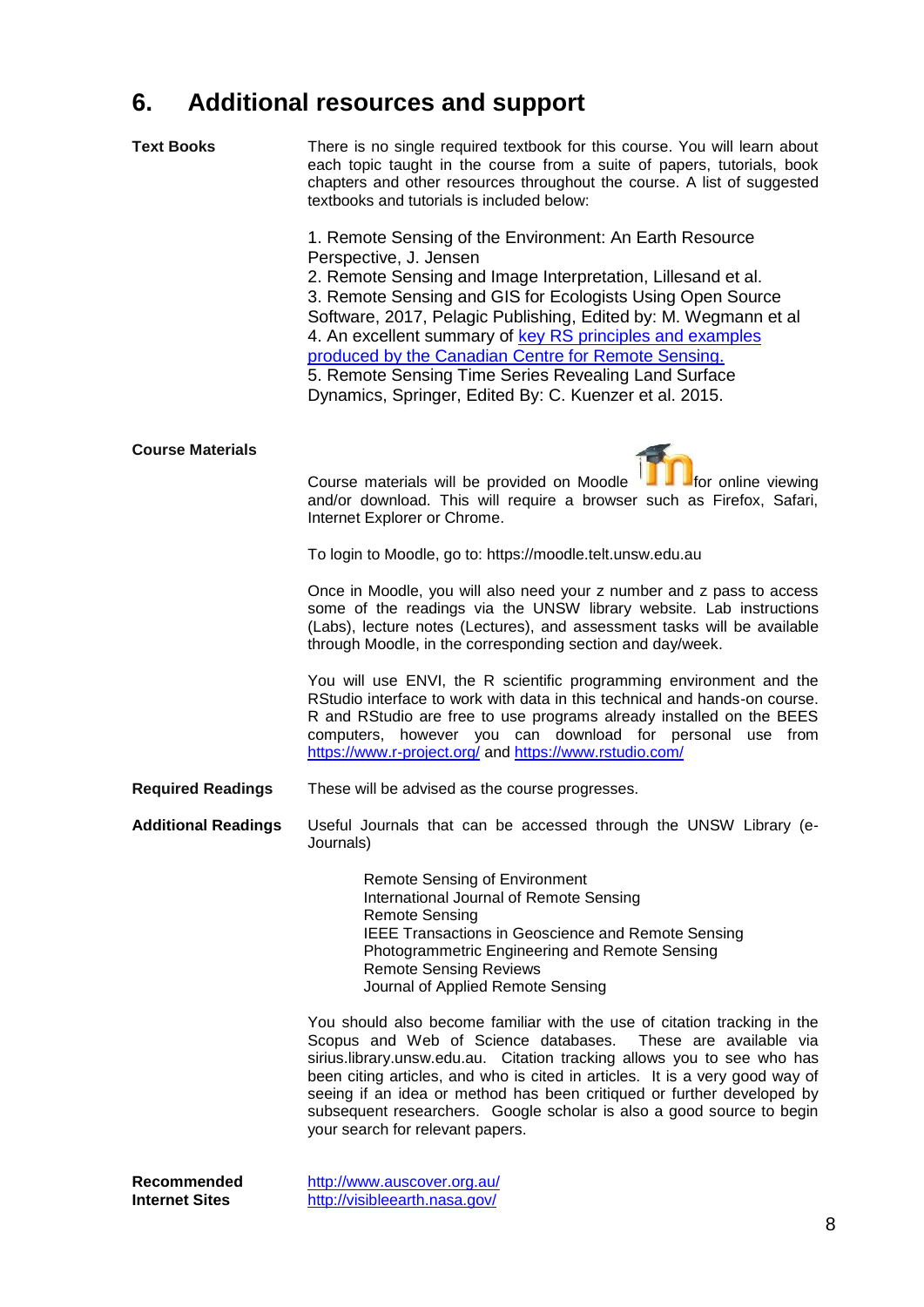# 6. Additional resources and support

**Text Books**

There is no single required textbook for this course. You will learn about each topic taught in the course from a suite of papers, tutorials, book chapters and other resources throughout the course. A list of suggested textbooks and tutorials is included below:

1. Remote Sensing of the Environment: An Earth Resource Perspective, J. Jensen
2. Remote Sensing and Image Interpretation, Lillesand et al.
3. Remote Sensing and GIS for Ecologists Using Open Source Software, 2017, Pelagic Publishing, Edited by: M. Wegmann et al
4. An excellent summary of key RS principles and examples produced by the Canadian Centre for Remote Sensing.
5. Remote Sensing Time Series Revealing Land Surface Dynamics, Springer, Edited By: C. Kuenzer et al. 2015.

**Course Materials**

Course materials will be provided on Moodle for online viewing and/or download. This will require a browser such as Firefox, Safari, Internet Explorer or Chrome.

To login to Moodle, go to: https://moodle.telt.unsw.edu.au

Once in Moodle, you will also need your z number and z pass to access some of the readings via the UNSW library website. Lab instructions (Labs), lecture notes (Lectures), and assessment tasks will be available through Moodle, in the corresponding section and day/week.

You will use ENVI, the R scientific programming environment and the RStudio interface to work with data in this technical and hands-on course. R and RStudio are free to use programs already installed on the BEES computers, however you can download for personal use from https://www.r-project.org/ and https://www.rstudio.com/

**Required Readings**

These will be advised as the course progresses.

**Additional Readings**

Useful Journals that can be accessed through the UNSW Library (e-Journals)

- Remote Sensing of Environment
- International Journal of Remote Sensing
- Remote Sensing
- IEEE Transactions in Geoscience and Remote Sensing
- Photogrammetric Engineering and Remote Sensing
- Remote Sensing Reviews
- Journal of Applied Remote Sensing

You should also become familiar with the use of citation tracking in the Scopus and Web of Science databases. These are available via sirius.library.unsw.edu.au. Citation tracking allows you to see who has been citing articles, and who is cited in articles. It is a very good way of seeing if an idea or method has been critiqued or further developed by subsequent researchers. Google scholar is also a good source to begin your search for relevant papers.

**Recommended Internet Sites**

http://www.auscover.org.au/
http://visibleearth.nasa.gov/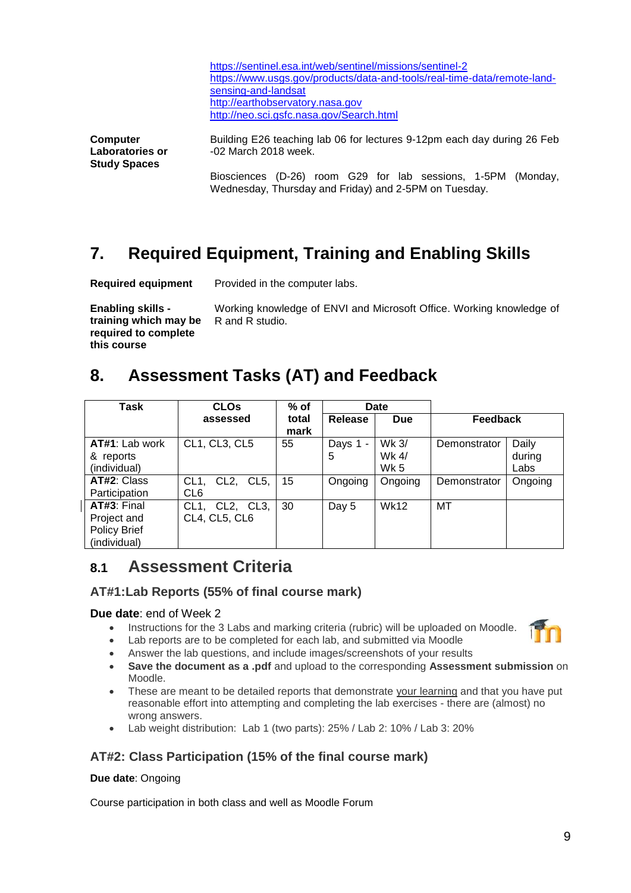https://sentinel.esa.int/web/sentinel/missions/sentinel-2
https://www.usgs.gov/products/data-and-tools/real-time-data/remote-land-sensing-and-landsat
http://earthobservatory.nasa.gov
http://neo.sci.gsfc.nasa.gov/Search.html

**Computer Laboratories or Study Spaces**

Building E26 teaching lab 06 for lectures 9-12pm each day during 26 Feb -02 March 2018 week.

Biosciences (D-26) room G29 for lab sessions, 1-5PM (Monday, Wednesday, Thursday and Friday) and 2-5PM on Tuesday.

# 7. Required Equipment, Training and Enabling Skills

**Required equipment** Provided in the computer labs.

**Enabling skills - training which may be required to complete this course** Working knowledge of ENVI and Microsoft Office. Working knowledge of R and R studio.

# 8. Assessment Tasks (AT) and Feedback

| Task | CLOs assessed | % of total mark | Date | | Feedback | |
|---|---|---|---|---|---|---|
| | | | Release | Due | | |
| **AT#1**: Lab work & reports (individual) | CL1, CL3, CL5 | 55 | Days 1 - 5 | Wk 3/ Wk 4/ Wk 5 | Demonstrator | Daily during Labs |
| **AT#2**: Class Participation | CL1, CL2, CL5, CL6 | 15 | Ongoing | Ongoing | Demonstrator | Ongoing |
| **AT#3**: Final Project and Policy Brief (individual) | CL1, CL2, CL3, CL4, CL5, CL6 | 30 | Day 5 | Wk12 | MT | |

## 8.1 Assessment Criteria

### AT#1:Lab Reports (55% of final course mark)

**Due date**: end of Week 2

- Instructions for the 3 Labs and marking criteria (rubric) will be uploaded on Moodle.
- Lab reports are to be completed for each lab, and submitted via Moodle
- Answer the lab questions, and include images/screenshots of your results
- **Save the document as a .pdf** and upload to the corresponding **Assessment submission** on Moodle.
- These are meant to be detailed reports that demonstrate your learning and that you have put reasonable effort into attempting and completing the lab exercises - there are (almost) no wrong answers.
- Lab weight distribution: Lab 1 (two parts): 25% / Lab 2: 10% / Lab 3: 20%

### AT#2: Class Participation (15% of the final course mark)

**Due date**: Ongoing

Course participation in both class and well as Moodle Forum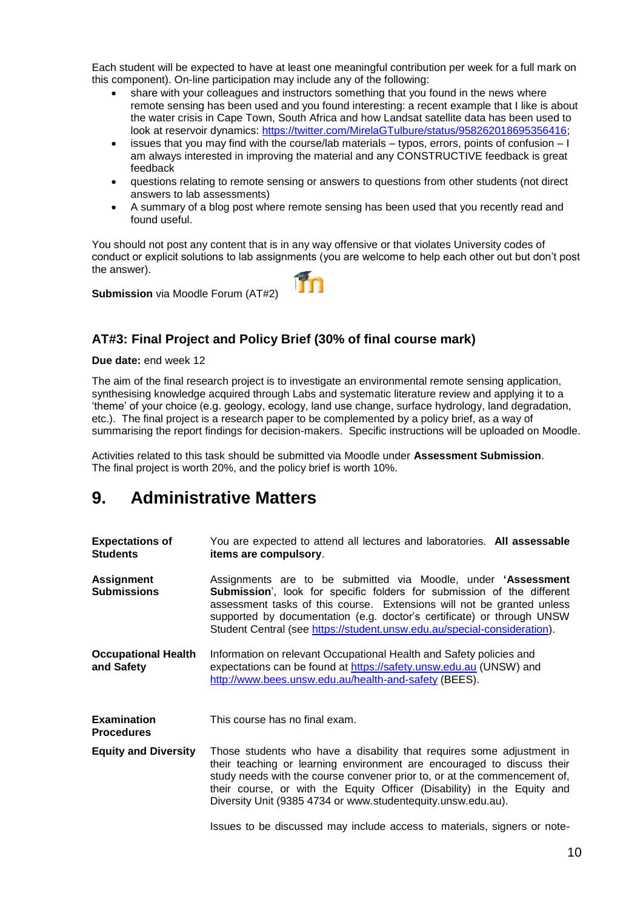Each student will be expected to have at least one meaningful contribution per week for a full mark on this component). On-line participation may include any of the following:

- share with your colleagues and instructors something that you found in the news where remote sensing has been used and you found interesting: a recent example that I like is about the water crisis in Cape Town, South Africa and how Landsat satellite data has been used to look at reservoir dynamics: https://twitter.com/MirelaGTulbure/status/958262018695356416;
- issues that you may find with the course/lab materials – typos, errors, points of confusion – I am always interested in improving the material and any CONSTRUCTIVE feedback is great feedback
- questions relating to remote sensing or answers to questions from other students (not direct answers to lab assessments)
- A summary of a blog post where remote sensing has been used that you recently read and found useful.

You should not post any content that is in any way offensive or that violates University codes of conduct or explicit solutions to lab assignments (you are welcome to help each other out but don't post the answer).

**Submission** via Moodle Forum (AT#2)

### AT#3: Final Project and Policy Brief (30% of final course mark)

**Due date:** end week 12

The aim of the final research project is to investigate an environmental remote sensing application, synthesising knowledge acquired through Labs and systematic literature review and applying it to a 'theme' of your choice (e.g. geology, ecology, land use change, surface hydrology, land degradation, etc.). The final project is a research paper to be complemented by a policy brief, as a way of summarising the report findings for decision-makers. Specific instructions will be uploaded on Moodle.

Activities related to this task should be submitted via Moodle under **Assessment Submission**. The final project is worth 20%, and the policy brief is worth 10%.

# 9. Administrative Matters

| | |
|---|---|
| **Expectations of Students** | You are expected to attend all lectures and laboratories. **All assessable items are compulsory**. |
| **Assignment Submissions** | Assignments are to be submitted via Moodle, under **'Assessment Submission'**, look for specific folders for submission of the different assessment tasks of this course. Extensions will not be granted unless supported by documentation (e.g. doctor's certificate) or through UNSW Student Central (see https://student.unsw.edu.au/special-consideration). |
| **Occupational Health and Safety** | Information on relevant Occupational Health and Safety policies and expectations can be found at https://safety.unsw.edu.au (UNSW) and http://www.bees.unsw.edu.au/health-and-safety (BEES). |
| **Examination Procedures** | This course has no final exam. |
| **Equity and Diversity** | Those students who have a disability that requires some adjustment in their teaching or learning environment are encouraged to discuss their study needs with the course convener prior to, or at the commencement of, their course, or with the Equity Officer (Disability) in the Equity and Diversity Unit (9385 4734 or www.studentequity.unsw.edu.au).<br><br>Issues to be discussed may include access to materials, signers or note- |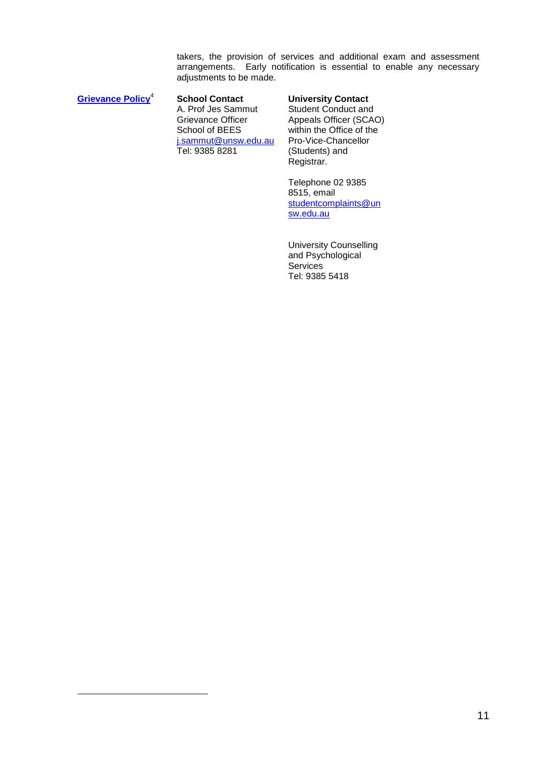takers, the provision of services and additional exam and assessment arrangements. Early notification is essential to enable any necessary adjustments to be made.

| **Grievance Policy**[4] | **School Contact** | **University Contact** |
| --- | --- | --- |
| | A. Prof Jes Sammut<br>Grievance Officer<br>School of BEES<br>j.sammut@unsw.edu.au<br>Tel: 9385 8281 | Student Conduct and Appeals Officer (SCAO) within the Office of the Pro-Vice-Chancellor (Students) and Registrar.<br><br>Telephone 02 9385 8515, email studentcomplaints@unsw.edu.au<br><br>University Counselling and Psychological Services<br>Tel: 9385 5418 |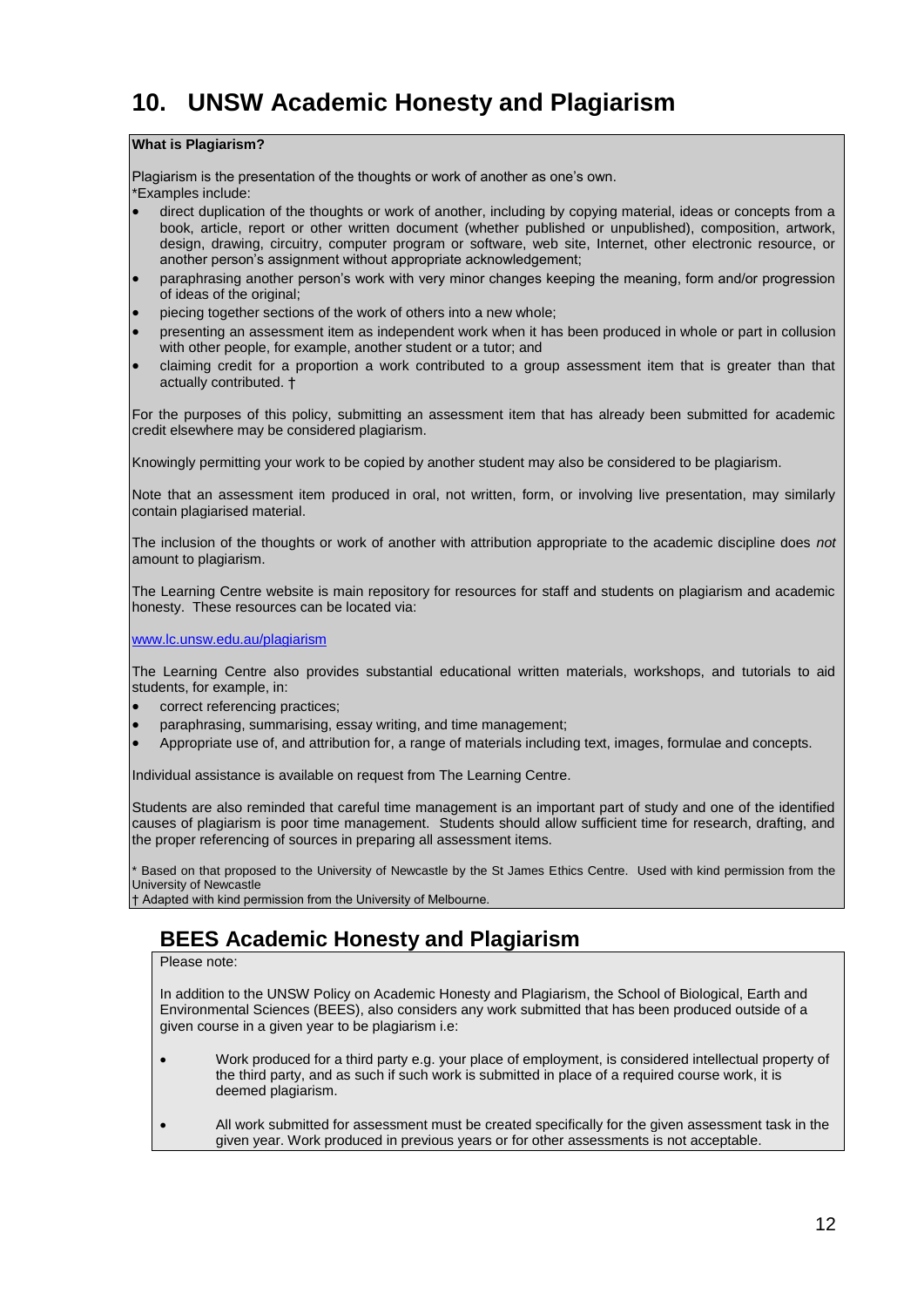# 10. UNSW Academic Honesty and Plagiarism

**What is Plagiarism?**

Plagiarism is the presentation of the thoughts or work of another as one's own.

*Examples include:

- direct duplication of the thoughts or work of another, including by copying material, ideas or concepts from a book, article, report or other written document (whether published or unpublished), composition, artwork, design, drawing, circuitry, computer program or software, web site, Internet, other electronic resource, or another person's assignment without appropriate acknowledgement;
- paraphrasing another person's work with very minor changes keeping the meaning, form and/or progression of ideas of the original;
- piecing together sections of the work of others into a new whole;
- presenting an assessment item as independent work when it has been produced in whole or part in collusion with other people, for example, another student or a tutor; and
- claiming credit for a proportion a work contributed to a group assessment item that is greater than that actually contributed. †

For the purposes of this policy, submitting an assessment item that has already been submitted for academic credit elsewhere may be considered plagiarism.

Knowingly permitting your work to be copied by another student may also be considered to be plagiarism.

Note that an assessment item produced in oral, not written, form, or involving live presentation, may similarly contain plagiarised material.

The inclusion of the thoughts or work of another with attribution appropriate to the academic discipline does *not* amount to plagiarism.

The Learning Centre website is main repository for resources for staff and students on plagiarism and academic honesty. These resources can be located via:

www.lc.unsw.edu.au/plagiarism

The Learning Centre also provides substantial educational written materials, workshops, and tutorials to aid students, for example, in:

- correct referencing practices;
- paraphrasing, summarising, essay writing, and time management;
- Appropriate use of, and attribution for, a range of materials including text, images, formulae and concepts.

Individual assistance is available on request from The Learning Centre.

Students are also reminded that careful time management is an important part of study and one of the identified causes of plagiarism is poor time management. Students should allow sufficient time for research, drafting, and the proper referencing of sources in preparing all assessment items.

* Based on that proposed to the University of Newcastle by the St James Ethics Centre. Used with kind permission from the University of Newcastle
† Adapted with kind permission from the University of Melbourne.

## BEES Academic Honesty and Plagiarism

Please note:

In addition to the UNSW Policy on Academic Honesty and Plagiarism, the School of Biological, Earth and Environmental Sciences (BEES), also considers any work submitted that has been produced outside of a given course in a given year to be plagiarism i.e:

- Work produced for a third party e.g. your place of employment, is considered intellectual property of the third party, and as such if such work is submitted in place of a required course work, it is deemed plagiarism.
- All work submitted for assessment must be created specifically for the given assessment task in the given year. Work produced in previous years or for other assessments is not acceptable.